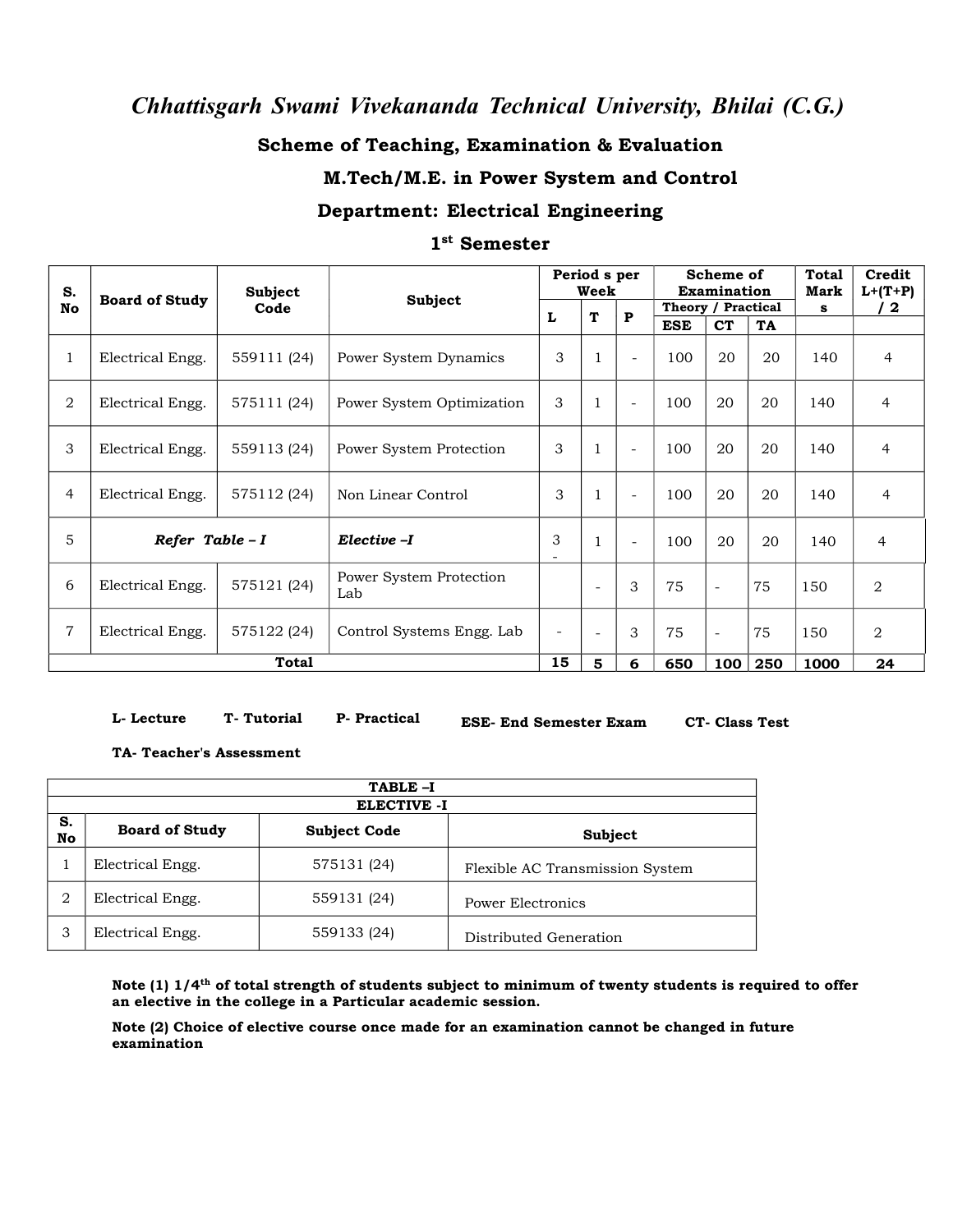# *Chhattisgarh Swami Vivekananda Technical University, Bhilai (C.G.)*

## Scheme of Teaching, Examination & Evaluation

## M.Tech/M.E. in Power System and Control

## Department: Electrical Engineering

## 1st Semester

| S. No | Board of Study | Subject Code | Subject | Period s per Week | | | Scheme of Examination | | | Total Marks | Credit L+(T+P) / 2 |
|---|---|---|---|---|---|---|---|---|---|---|---|
| | | | | L | T | P | Theory / Practical | | | | |
| | | | | | | | ESE | CT | TA | | |
| 1 | Electrical Engg. | 559111 (24) | Power System Dynamics | 3 | 1 | - | 100 | 20 | 20 | 140 | 4 |
| 2 | Electrical Engg. | 575111 (24) | Power System Optimization | 3 | 1 | - | 100 | 20 | 20 | 140 | 4 |
| 3 | Electrical Engg. | 559113 (24) | Power System Protection | 3 | 1 | - | 100 | 20 | 20 | 140 | 4 |
| 4 | Electrical Engg. | 575112 (24) | Non Linear Control | 3 | 1 | - | 100 | 20 | 20 | 140 | 4 |
| 5 | ***Refer Table – I*** | | ***Elective –I*** | 3 - | 1 | - | 100 | 20 | 20 | 140 | 4 |
| 6 | Electrical Engg. | 575121 (24) | Power System Protection Lab | | - | 3 | 75 | - | 75 | 150 | 2 |
| 7 | Electrical Engg. | 575122 (24) | Control Systems Engg. Lab | - | - | 3 | 75 | - | 75 | 150 | 2 |
| **Total** | | | | **15** | **5** | **6** | **650** | **100** | **250** | **1000** | **24** |

**L- Lecture** **T- Tutorial** **P- Practical** **ESE- End Semester Exam** **CT- Class Test**

**TA- Teacher's Assessment**

| **TABLE –I** | | | |
|---|---|---|---|
| **ELECTIVE -I** | | | |
| **S. No** | **Board of Study** | **Subject Code** | **Subject** |
| 1 | Electrical Engg. | 575131 (24) | Flexible AC Transmission System |
| 2 | Electrical Engg. | 559131 (24) | Power Electronics |
| 3 | Electrical Engg. | 559133 (24) | Distributed Generation |

**Note (1) 1/4th of total strength of students subject to minimum of twenty students is required to offer an elective in the college in a Particular academic session.**

**Note (2) Choice of elective course once made for an examination cannot be changed in future examination**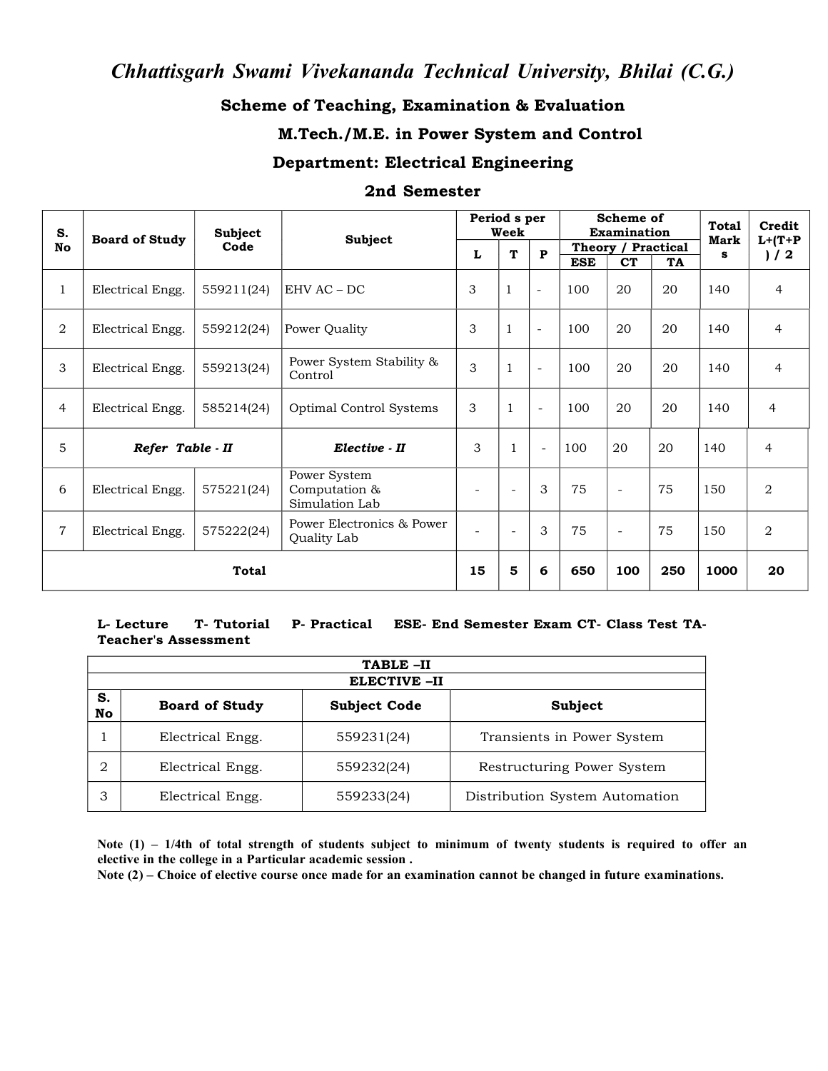# *Chhattisgarh Swami Vivekananda Technical University, Bhilai (C.G.)*

## Scheme of Teaching, Examination & Evaluation

## M.Tech./M.E. in Power System and Control

## Department: Electrical Engineering

## 2nd Semester

| S. No | Board of Study | Subject Code | Subject | Period s per Week | | | Scheme of Examination | | | Total Mark s | Credit L+(T+P ) / 2 |
|---|---|---|---|---|---|---|---|---|---|---|---|
| | | | | | | | Theory / Practical | | | | |
| | | | | L | T | P | ESE | CT | TA | | |
| 1 | Electrical Engg. | 559211(24) | EHV AC – DC | 3 | 1 | - | 100 | 20 | 20 | 140 | 4 |
| 2 | Electrical Engg. | 559212(24) | Power Quality | 3 | 1 | - | 100 | 20 | 20 | 140 | 4 |
| 3 | Electrical Engg. | 559213(24) | Power System Stability & Control | 3 | 1 | - | 100 | 20 | 20 | 140 | 4 |
| 4 | Electrical Engg. | 585214(24) | Optimal Control Systems | 3 | 1 | - | 100 | 20 | 20 | 140 | 4 |
| 5 | ***Refer Table - II*** | | ***Elective - II*** | 3 | 1 | - | 100 | 20 | 20 | 140 | 4 |
| 6 | Electrical Engg. | 575221(24) | Power System Computation & Simulation Lab | - | - | 3 | 75 | - | 75 | 150 | 2 |
| 7 | Electrical Engg. | 575222(24) | Power Electronics & Power Quality Lab | - | - | 3 | 75 | - | 75 | 150 | 2 |
| **Total** | | | | **15** | **5** | **6** | **650** | **100** | **250** | **1000** | **20** |

**L- Lecture T- Tutorial P- Practical ESE- End Semester Exam CT- Class Test TA- Teacher's Assessment**

| TABLE –II | | | |
|---|---|---|---|
| **ELECTIVE –II** | | | |
| **S. No** | **Board of Study** | **Subject Code** | **Subject** |
| 1 | Electrical Engg. | 559231(24) | Transients in Power System |
| 2 | Electrical Engg. | 559232(24) | Restructuring Power System |
| 3 | Electrical Engg. | 559233(24) | Distribution System Automation |

**Note (1) – 1/4th of total strength of students subject to minimum of twenty students is required to offer an elective in the college in a Particular academic session .**

**Note (2) – Choice of elective course once made for an examination cannot be changed in future examinations.**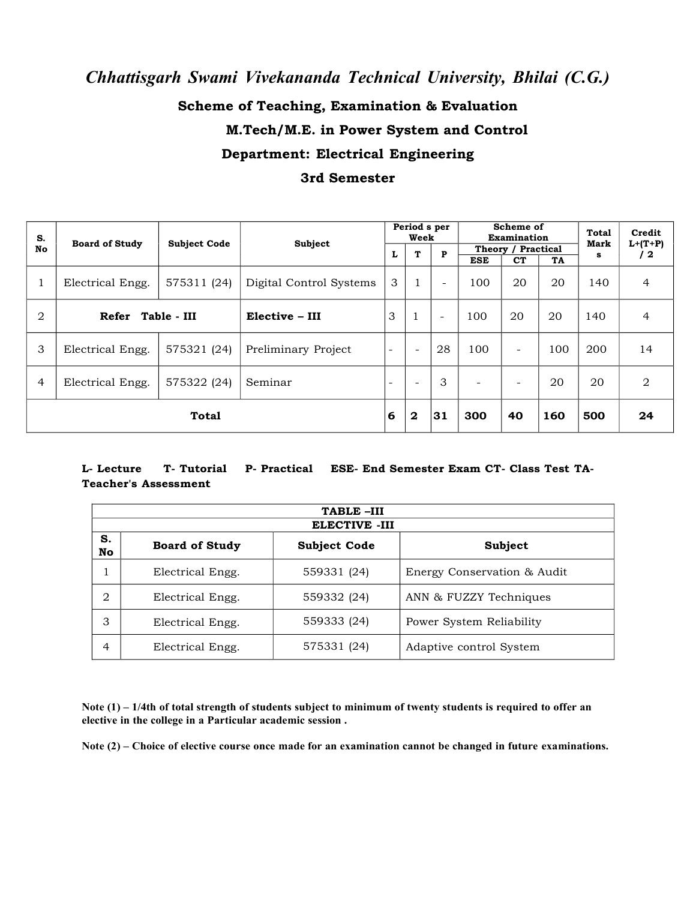# *Chhattisgarh Swami Vivekananda Technical University, Bhilai (C.G.)*

## Scheme of Teaching, Examination & Evaluation

## M.Tech/M.E. in Power System and Control

## Department: Electrical Engineering

## 3rd Semester

| S. No | Board of Study | Subject Code | Subject | Period s per Week | | | Scheme of Examination | | | Total Mark s | Credit L+(T+P) / 2 |
|---|---|---|---|---|---|---|---|---|---|---|---|
| | | | | | | | Theory / Practical | | | | |
| | | | | L | T | P | ESE | CT | TA | | |
| 1 | Electrical Engg. | 575311 (24) | Digital Control Systems | 3 | 1 | - | 100 | 20 | 20 | 140 | 4 |
| 2 | **Refer Table - III** | | **Elective – III** | 3 | 1 | - | 100 | 20 | 20 | 140 | 4 |
| 3 | Electrical Engg. | 575321 (24) | Preliminary Project | - | - | 28 | 100 | - | 100 | 200 | 14 |
| 4 | Electrical Engg. | 575322 (24) | Seminar | - | - | 3 | - | - | 20 | 20 | 2 |
| **Total** | | | | **6** | **2** | **31** | **300** | **40** | **160** | **500** | **24** |

**L- Lecture T- Tutorial P- Practical ESE- End Semester Exam CT- Class Test TA- Teacher's Assessment**

| **TABLE –III** | | | |
|---|---|---|---|
| **ELECTIVE -III** | | | |
| **S. No** | **Board of Study** | **Subject Code** | **Subject** |
| 1 | Electrical Engg. | 559331 (24) | Energy Conservation & Audit |
| 2 | Electrical Engg. | 559332 (24) | ANN & FUZZY Techniques |
| 3 | Electrical Engg. | 559333 (24) | Power System Reliability |
| 4 | Electrical Engg. | 575331 (24) | Adaptive control System |

**Note (1) – 1/4th of total strength of students subject to minimum of twenty students is required to offer an elective in the college in a Particular academic session .**

**Note (2) – Choice of elective course once made for an examination cannot be changed in future examinations.**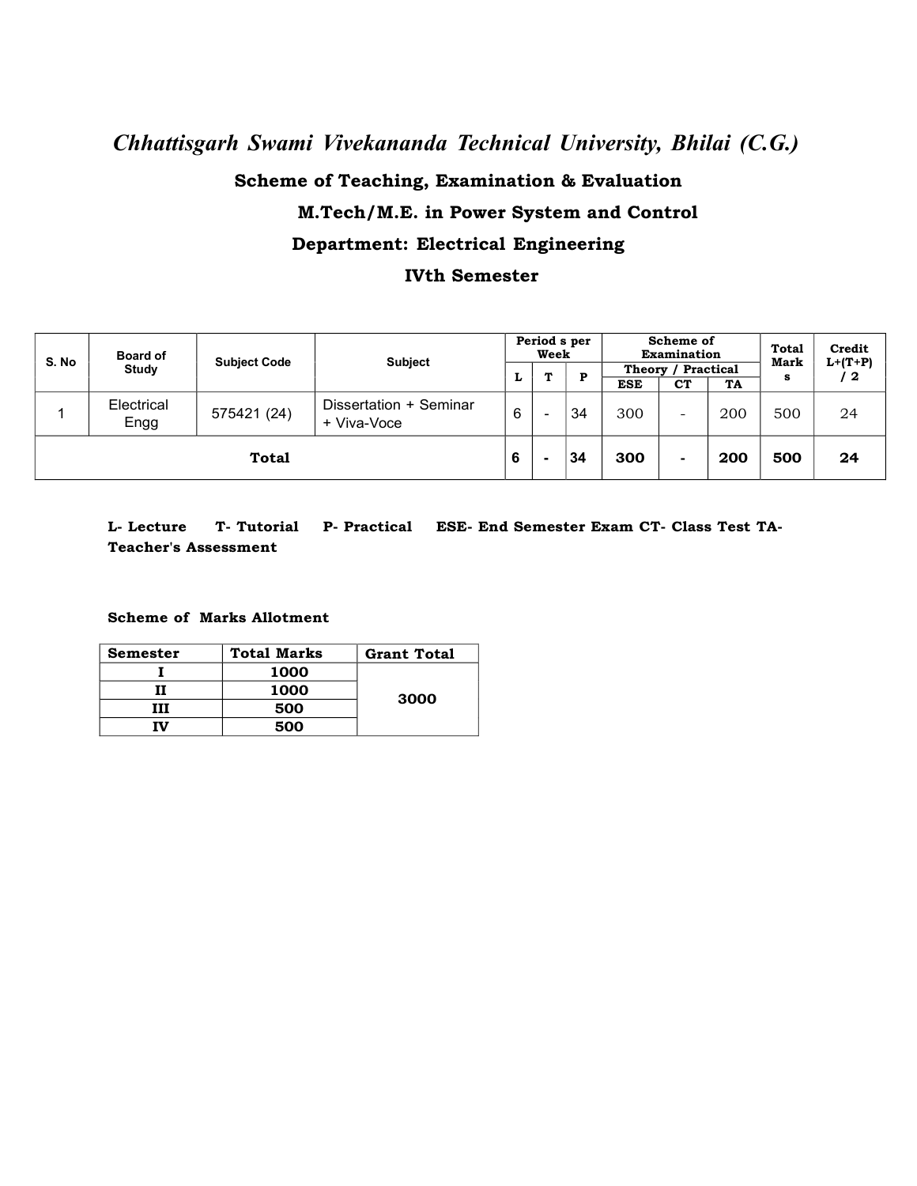# *Chhattisgarh Swami Vivekananda Technical University, Bhilai (C.G.)*

## Scheme of Teaching, Examination & Evaluation

### M.Tech/M.E. in Power System and Control

### Department: Electrical Engineering

### IVth Semester

| S. No | Board of Study | Subject Code | Subject | Period s per Week | | | Scheme of Examination | | | Total Marks | Credit L+(T+P) / 2 |
|---|---|---|---|---|---|---|---|---|---|---|---|
| | | | | | | | Theory / Practical | | | | |
| | | | | L | T | P | ESE | CT | TA | | |
| 1 | Electrical Engg | 575421 (24) | Dissertation + Seminar + Viva-Voce | 6 | - | 34 | 300 | - | 200 | 500 | 24 |
| **Total** | | | | **6** | **-** | **34** | **300** | **-** | **200** | **500** | **24** |

**L- Lecture T- Tutorial P- Practical ESE- End Semester Exam CT- Class Test TA- Teacher's Assessment**

**Scheme of Marks Allotment**

| Semester | Total Marks | Grant Total |
|---|---|---|
| I | 1000 | 3000 |
| II | 1000 | |
| III | 500 | |
| IV | 500 | |